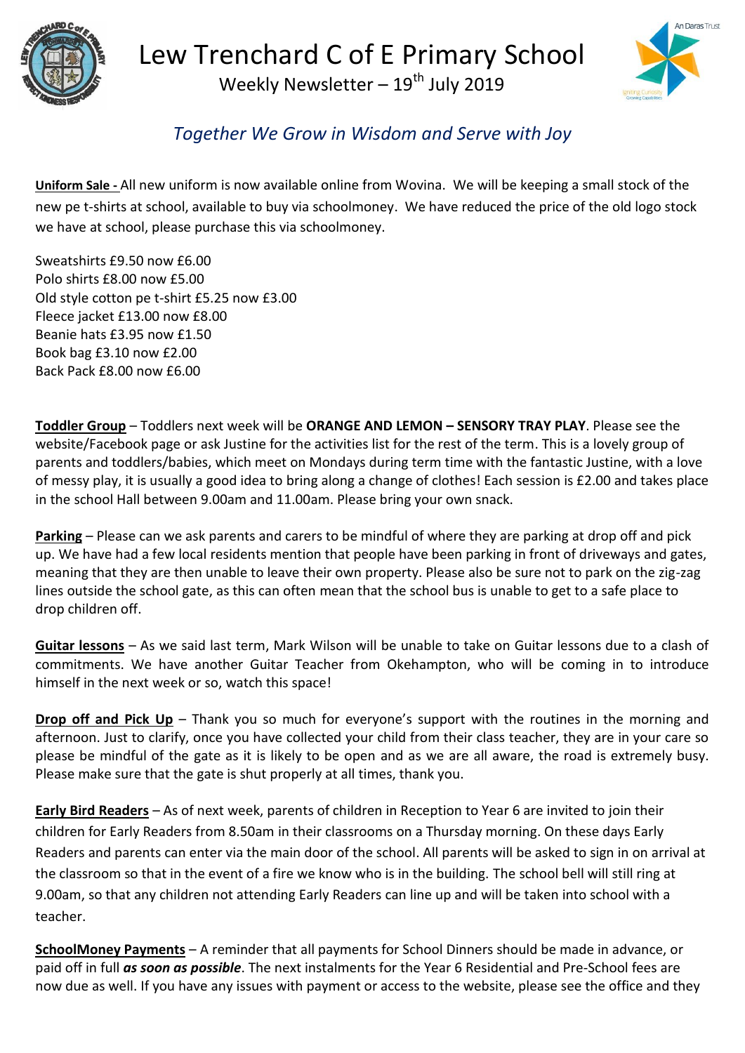# Lew Trenchard C of E Primary School

Weekly Newsletter – 19th July 2019

*Together We Grow in Wisdom and Serve with Joy*

**Uniform Sale -** All new uniform is now available online from Wovina. We will be keeping a small stock of the new pe t-shirts at school, available to buy via schoolmoney. We have reduced the price of the old logo stock we have at school, please purchase this via schoolmoney.

Sweatshirts £9.50 now £6.00
Polo shirts £8.00 now £5.00
Old style cotton pe t-shirt £5.25 now £3.00
Fleece jacket £13.00 now £8.00
Beanie hats £3.95 now £1.50
Book bag £3.10 now £2.00
Back Pack £8.00 now £6.00

**Toddler Group** – Toddlers next week will be **ORANGE AND LEMON – SENSORY TRAY PLAY**. Please see the website/Facebook page or ask Justine for the activities list for the rest of the term. This is a lovely group of parents and toddlers/babies, which meet on Mondays during term time with the fantastic Justine, with a love of messy play, it is usually a good idea to bring along a change of clothes! Each session is £2.00 and takes place in the school Hall between 9.00am and 11.00am. Please bring your own snack.

**Parking** – Please can we ask parents and carers to be mindful of where they are parking at drop off and pick up. We have had a few local residents mention that people have been parking in front of driveways and gates, meaning that they are then unable to leave their own property. Please also be sure not to park on the zig-zag lines outside the school gate, as this can often mean that the school bus is unable to get to a safe place to drop children off.

**Guitar lessons** – As we said last term, Mark Wilson will be unable to take on Guitar lessons due to a clash of commitments. We have another Guitar Teacher from Okehampton, who will be coming in to introduce himself in the next week or so, watch this space!

**Drop off and Pick Up** – Thank you so much for everyone's support with the routines in the morning and afternoon. Just to clarify, once you have collected your child from their class teacher, they are in your care so please be mindful of the gate as it is likely to be open and as we are all aware, the road is extremely busy. Please make sure that the gate is shut properly at all times, thank you.

**Early Bird Readers** – As of next week, parents of children in Reception to Year 6 are invited to join their children for Early Readers from 8.50am in their classrooms on a Thursday morning. On these days Early Readers and parents can enter via the main door of the school. All parents will be asked to sign in on arrival at the classroom so that in the event of a fire we know who is in the building. The school bell will still ring at 9.00am, so that any children not attending Early Readers can line up and will be taken into school with a teacher.

**SchoolMoney Payments** – A reminder that all payments for School Dinners should be made in advance, or paid off in full ***as soon as possible***. The next instalments for the Year 6 Residential and Pre-School fees are now due as well. If you have any issues with payment or access to the website, please see the office and they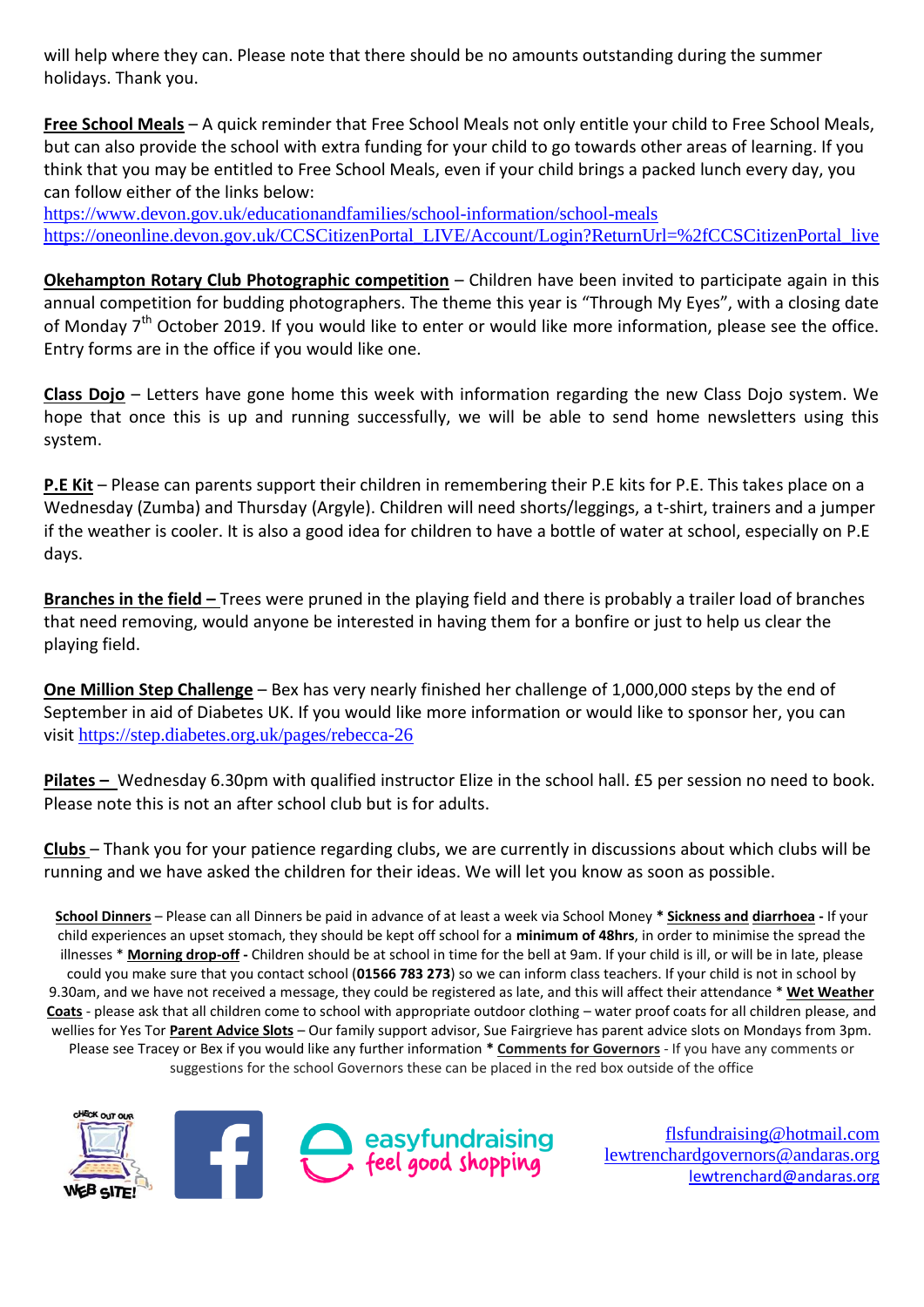will help where they can. Please note that there should be no amounts outstanding during the summer holidays. Thank you.

**Free School Meals** – A quick reminder that Free School Meals not only entitle your child to Free School Meals, but can also provide the school with extra funding for your child to go towards other areas of learning. If you think that you may be entitled to Free School Meals, even if your child brings a packed lunch every day, you can follow either of the links below:
https://www.devon.gov.uk/educationandfamilies/school-information/school-meals
https://oneonline.devon.gov.uk/CCSCitizenPortal_LIVE/Account/Login?ReturnUrl=%2fCCSCitizenPortal_live

**Okehampton Rotary Club Photographic competition** – Children have been invited to participate again in this annual competition for budding photographers. The theme this year is "Through My Eyes", with a closing date of Monday 7th October 2019. If you would like to enter or would like more information, please see the office. Entry forms are in the office if you would like one.

**Class Dojo** – Letters have gone home this week with information regarding the new Class Dojo system. We hope that once this is up and running successfully, we will be able to send home newsletters using this system.

**P.E Kit** – Please can parents support their children in remembering their P.E kits for P.E. This takes place on a Wednesday (Zumba) and Thursday (Argyle). Children will need shorts/leggings, a t-shirt, trainers and a jumper if the weather is cooler. It is also a good idea for children to have a bottle of water at school, especially on P.E days.

**Branches in the field –** Trees were pruned in the playing field and there is probably a trailer load of branches that need removing, would anyone be interested in having them for a bonfire or just to help us clear the playing field.

**One Million Step Challenge** – Bex has very nearly finished her challenge of 1,000,000 steps by the end of September in aid of Diabetes UK. If you would like more information or would like to sponsor her, you can visit https://step.diabetes.org.uk/pages/rebecca-26

**Pilates –** Wednesday 6.30pm with qualified instructor Elize in the school hall. £5 per session no need to book. Please note this is not an after school club but is for adults.

**Clubs** – Thank you for your patience regarding clubs, we are currently in discussions about which clubs will be running and we have asked the children for their ideas. We will let you know as soon as possible.

**School Dinners** – Please can all Dinners be paid in advance of at least a week via School Money * **Sickness and diarrhoea -** If your child experiences an upset stomach, they should be kept off school for a **minimum of 48hrs**, in order to minimise the spread the illnesses * **Morning drop-off -** Children should be at school in time for the bell at 9am. If your child is ill, or will be in late, please could you make sure that you contact school (**01566 783 273**) so we can inform class teachers. If your child is not in school by 9.30am, and we have not received a message, they could be registered as late, and this will affect their attendance * **Wet Weather Coats** - please ask that all children come to school with appropriate outdoor clothing – water proof coats for all children please, and wellies for Yes Tor **Parent Advice Slots** – Our family support advisor, Sue Fairgrieve has parent advice slots on Mondays from 3pm. Please see Tracey or Bex if you would like any further information * **Comments for Governors** - If you have any comments or suggestions for the school Governors these can be placed in the red box outside of the office

CHECK OUT OUR WEB SITE!

easyfundraising
feel good shopping

flsfundraising@hotmail.com
lewtrenchardgovernors@andaras.org
lewtrenchard@andaras.org